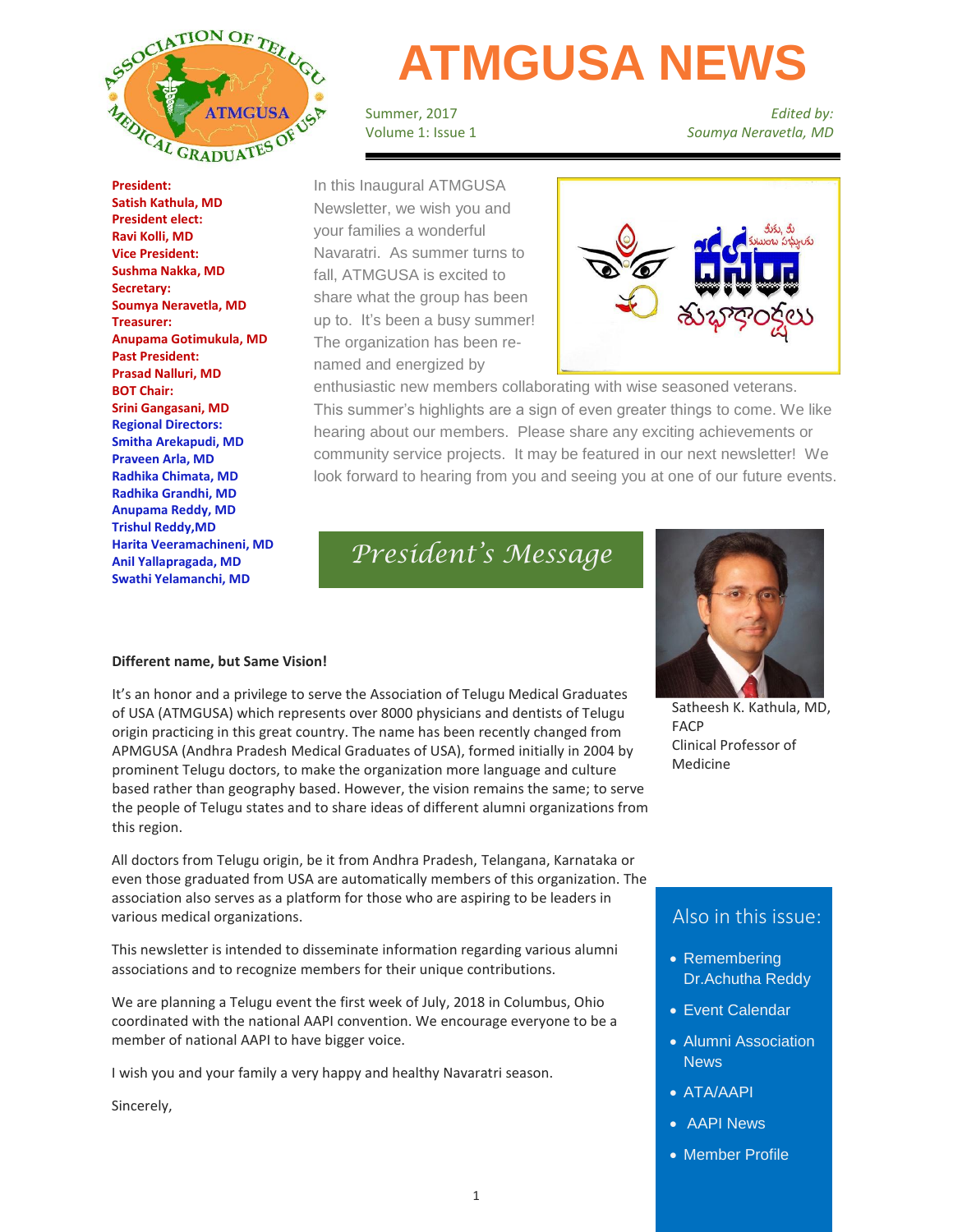# ATMGUSA NEWS

Summer, 2017
Volume 1: Issue 1

*Edited by:*
*Soumya Neravetla, MD*

**President:**
**Satish Kathula, MD**
**President elect:**
**Ravi Kolli, MD**
**Vice President:**
**Sushma Nakka, MD**
**Secretary:**
**Soumya Neravetla, MD**
**Treasurer:**
**Anupama Gotimukula, MD**
**Past President:**
**Prasad Nalluri, MD**
**BOT Chair:**
**Srini Gangasani, MD**
**Regional Directors:**
**Smitha Arekapudi, MD**
**Praveen Arla, MD**
**Radhika Chimata, MD**
**Radhika Grandhi, MD**
**Anupama Reddy, MD**
**Trishul Reddy,MD**
**Harita Veeramachineni, MD**
**Anil Yallapragada, MD**
**Swathi Yelamanchi, MD**

In this Inaugural ATMGUSA Newsletter, we wish you and your families a wonderful Navaratri. As summer turns to fall, ATMGUSA is excited to share what the group has been up to. It's been a busy summer! The organization has been re-named and energized by enthusiastic new members collaborating with wise seasoned veterans. This summer's highlights are a sign of even greater things to come. We like hearing about our members. Please share any exciting achievements or community service projects. It may be featured in our next newsletter! We look forward to hearing from you and seeing you at one of our future events.

## President's Message

**Different name, but Same Vision!**

It's an honor and a privilege to serve the Association of Telugu Medical Graduates of USA (ATMGUSA) which represents over 8000 physicians and dentists of Telugu origin practicing in this great country. The name has been recently changed from APMGUSA (Andhra Pradesh Medical Graduates of USA), formed initially in 2004 by prominent Telugu doctors, to make the organization more language and culture based rather than geography based. However, the vision remains the same; to serve the people of Telugu states and to share ideas of different alumni organizations from this region.

All doctors from Telugu origin, be it from Andhra Pradesh, Telangana, Karnataka or even those graduated from USA are automatically members of this organization. The association also serves as a platform for those who are aspiring to be leaders in various medical organizations.

This newsletter is intended to disseminate information regarding various alumni associations and to recognize members for their unique contributions.

We are planning a Telugu event the first week of July, 2018 in Columbus, Ohio coordinated with the national AAPI convention. We encourage everyone to be a member of national AAPI to have bigger voice.

I wish you and your family a very happy and healthy Navaratri season.

Sincerely,

Satheesh K. Kathula, MD, FACP
Clinical Professor of Medicine

## Also in this issue:

- Remembering Dr.Achutha Reddy
- Event Calendar
- Alumni Association News
- ATA/AAPI
- AAPI News
- Member Profile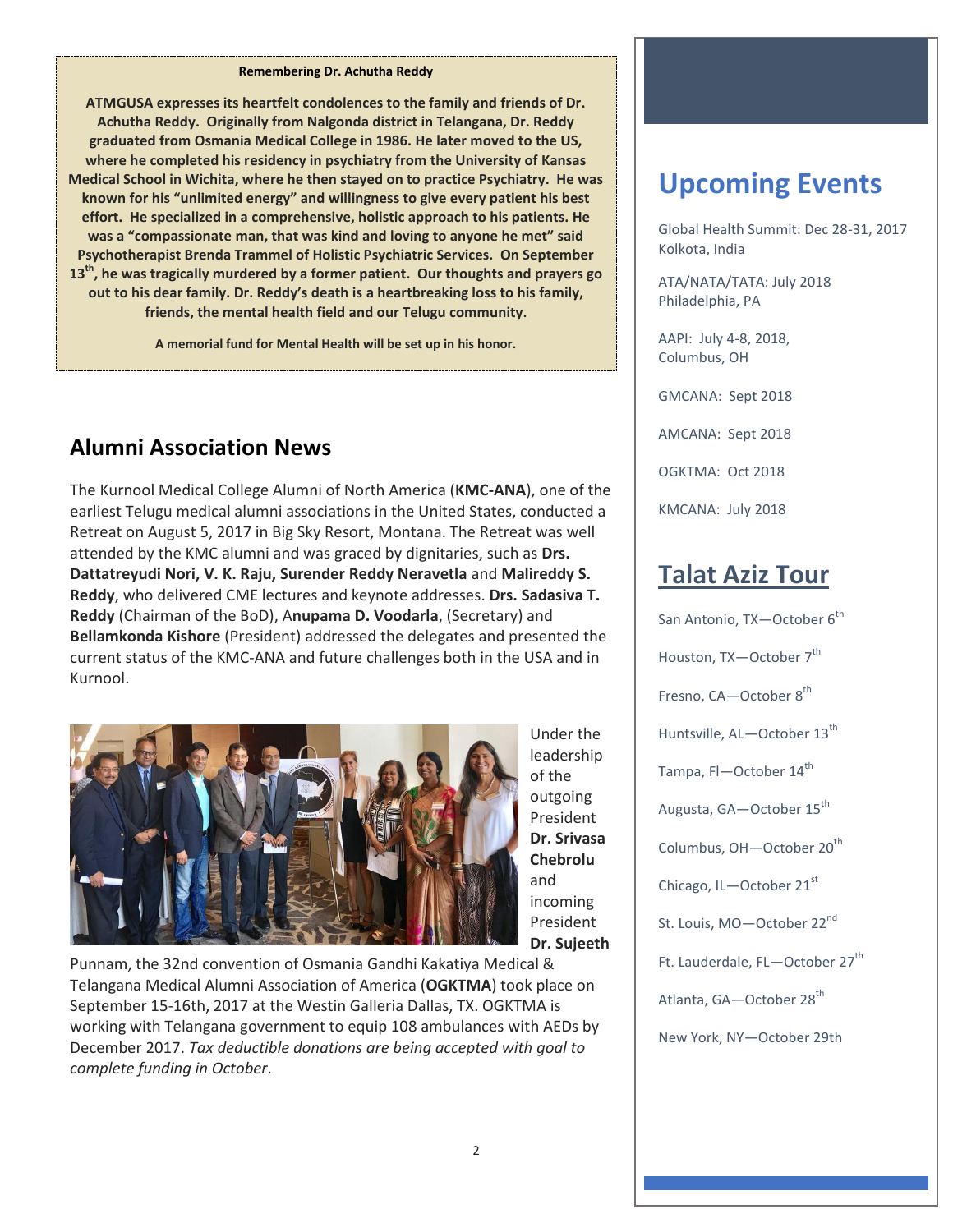**Remembering Dr. Achutha Reddy**

**ATMGUSA expresses its heartfelt condolences to the family and friends of Dr. Achutha Reddy. Originally from Nalgonda district in Telangana, Dr. Reddy graduated from Osmania Medical College in 1986. He later moved to the US, where he completed his residency in psychiatry from the University of Kansas Medical School in Wichita, where he then stayed on to practice Psychiatry. He was known for his "unlimited energy" and willingness to give every patient his best effort. He specialized in a comprehensive, holistic approach to his patients. He was a "compassionate man, that was kind and loving to anyone he met" said Psychotherapist Brenda Trammel of Holistic Psychiatric Services. On September 13th, he was tragically murdered by a former patient. Our thoughts and prayers go out to his dear family. Dr. Reddy's death is a heartbreaking loss to his family, friends, the mental health field and our Telugu community.**

**A memorial fund for Mental Health will be set up in his honor.**

## Alumni Association News

The Kurnool Medical College Alumni of North America (**KMC-ANA**), one of the earliest Telugu medical alumni associations in the United States, conducted a Retreat on August 5, 2017 in Big Sky Resort, Montana. The Retreat was well attended by the KMC alumni and was graced by dignitaries, such as **Drs. Dattatreyudi Nori, V. K. Raju, Surender Reddy Neravetla** and **Malireddy S. Reddy**, who delivered CME lectures and keynote addresses. **Drs. Sadasiva T. Reddy** (Chairman of the BoD), A**nupama D. Voodarla**, (Secretary) and **Bellamkonda Kishore** (President) addressed the delegates and presented the current status of the KMC-ANA and future challenges both in the USA and in Kurnool.

Under the leadership of the outgoing President **Dr. Srivasa Chebrolu** and incoming President **Dr. Sujeeth** Punnam, the 32nd convention of Osmania Gandhi Kakatiya Medical & Telangana Medical Alumni Association of America (**OGKTMA**) took place on September 15-16th, 2017 at the Westin Galleria Dallas, TX. OGKTMA is working with Telangana government to equip 108 ambulances with AEDs by December 2017. *Tax deductible donations are being accepted with goal to complete funding in October*.

## Upcoming Events

Global Health Summit: Dec 28-31, 2017 Kolkota, India

ATA/NATA/TATA: July 2018 Philadelphia, PA

AAPI: July 4-8, 2018, Columbus, OH

GMCANA: Sept 2018

AMCANA: Sept 2018

OGKTMA: Oct 2018

KMCANA: July 2018

## Talat Aziz Tour

San Antonio, TX—October 6th

Houston, TX—October 7th

Fresno, CA—October 8th

Huntsville, AL—October 13th

Tampa, Fl—October 14th

Augusta, GA—October 15th

Columbus, OH—October 20th

Chicago, IL—October 21st

St. Louis, MO—October 22nd

Ft. Lauderdale, FL—October 27th

Atlanta, GA—October 28th

New York, NY—October 29th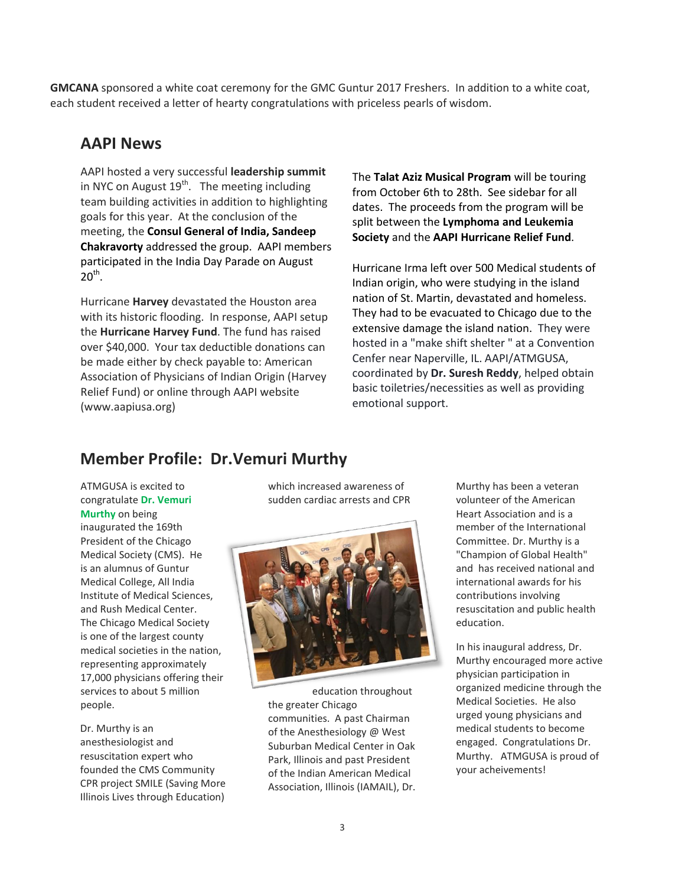**GMCANA** sponsored a white coat ceremony for the GMC Guntur 2017 Freshers. In addition to a white coat, each student received a letter of hearty congratulations with priceless pearls of wisdom.

## AAPI News

AAPI hosted a very successful **leadership summit** in NYC on August 19th. The meeting including team building activities in addition to highlighting goals for this year. At the conclusion of the meeting, the **Consul General of India, Sandeep Chakravorty** addressed the group. AAPI members participated in the India Day Parade on August 20th.

Hurricane **Harvey** devastated the Houston area with its historic flooding. In response, AAPI setup the **Hurricane Harvey Fund**. The fund has raised over $40,000. Your tax deductible donations can be made either by check payable to: American Association of Physicians of Indian Origin (Harvey Relief Fund) or online through AAPI website (www.aapiusa.org)

The **Talat Aziz Musical Program** will be touring from October 6th to 28th. See sidebar for all dates. The proceeds from the program will be split between the **Lymphoma and Leukemia Society** and the **AAPI Hurricane Relief Fund**.

Hurricane Irma left over 500 Medical students of Indian origin, who were studying in the island nation of St. Martin, devastated and homeless. They had to be evacuated to Chicago due to the extensive damage the island nation. They were hosted in a "make shift shelter " at a Convention Cenfer near Naperville, IL. AAPI/ATMGUSA, coordinated by **Dr. Suresh Reddy**, helped obtain basic toiletries/necessities as well as providing emotional support.

## Member Profile: Dr.Vemuri Murthy

ATMGUSA is excited to congratulate **Dr. Vemuri Murthy** on being inaugurated the 169th President of the Chicago Medical Society (CMS). He is an alumnus of Guntur Medical College, All India Institute of Medical Sciences, and Rush Medical Center. The Chicago Medical Society is one of the largest county medical societies in the nation, representing approximately 17,000 physicians offering their services to about 5 million people.

Dr. Murthy is an anesthesiologist and resuscitation expert who founded the CMS Community CPR project SMILE (Saving More Illinois Lives through Education) which increased awareness of sudden cardiac arrests and CPR education throughout the greater Chicago communities. A past Chairman of the Anesthesiology @ West Suburban Medical Center in Oak Park, Illinois and past President of the Indian American Medical Association, Illinois (IAMAIL), Dr. Murthy has been a veteran volunteer of the American Heart Association and is a member of the International Committee. Dr. Murthy is a "Champion of Global Health" and has received national and international awards for his contributions involving resuscitation and public health education.

In his inaugural address, Dr. Murthy encouraged more active physician participation in organized medicine through the Medical Societies. He also urged young physicians and medical students to become engaged. Congratulations Dr. Murthy. ATMGUSA is proud of your acheivements!